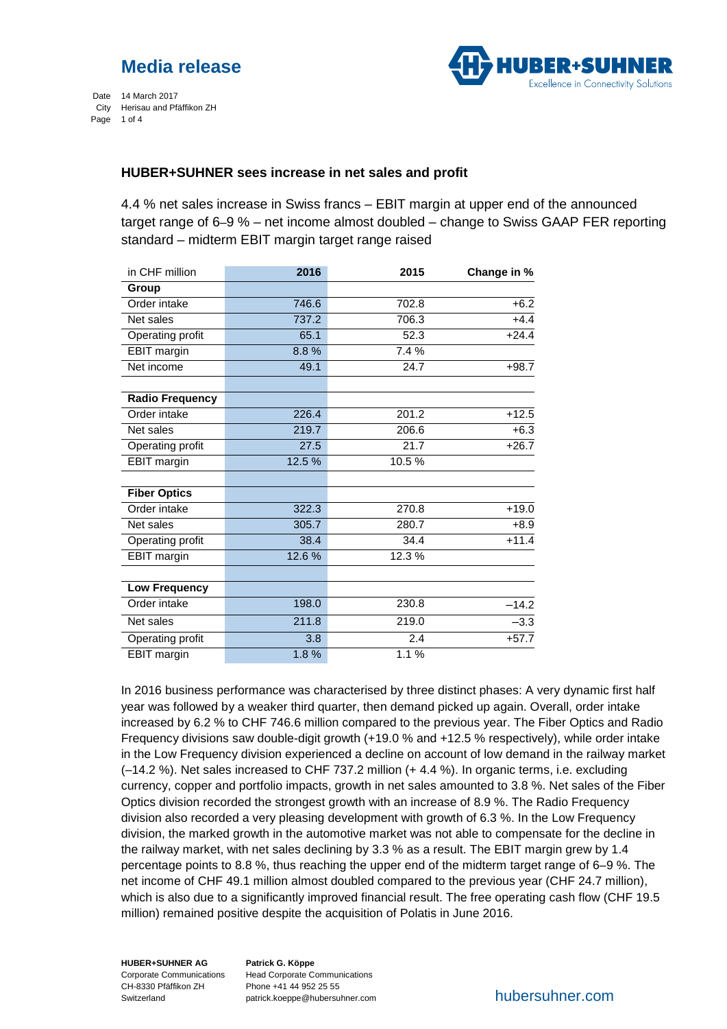# Media release

Date 14 March 2017
City Herisau and Pfäffikon ZH

## HUBER+SUHNER sees increase in net sales and profit

4.4 % net sales increase in Swiss francs – EBIT margin at upper end of the announced target range of 6–9 % – net income almost doubled – change to Swiss GAAP FER reporting standard – midterm EBIT margin target range raised

| in CHF million | 2016 | 2015 | Change in % |
|---|---|---|---|
| **Group** | | | |
| Order intake | 746.6 | 702.8 | +6.2 |
| Net sales | 737.2 | 706.3 | +4.4 |
| Operating profit | 65.1 | 52.3 | +24.4 |
| EBIT margin | 8.8 % | 7.4 % | |
| Net income | 49.1 | 24.7 | +98.7 |
| | | | |
| **Radio Frequency** | | | |
| Order intake | 226.4 | 201.2 | +12.5 |
| Net sales | 219.7 | 206.6 | +6.3 |
| Operating profit | 27.5 | 21.7 | +26.7 |
| EBIT margin | 12.5 % | 10.5 % | |
| | | | |
| **Fiber Optics** | | | |
| Order intake | 322.3 | 270.8 | +19.0 |
| Net sales | 305.7 | 280.7 | +8.9 |
| Operating profit | 38.4 | 34.4 | +11.4 |
| EBIT margin | 12.6 % | 12.3 % | |
| | | | |
| **Low Frequency** | | | |
| Order intake | 198.0 | 230.8 | –14.2 |
| Net sales | 211.8 | 219.0 | –3.3 |
| Operating profit | 3.8 | 2.4 | +57.7 |
| EBIT margin | 1.8 % | 1.1 % | |

In 2016 business performance was characterised by three distinct phases: A very dynamic first half year was followed by a weaker third quarter, then demand picked up again. Overall, order intake increased by 6.2 % to CHF 746.6 million compared to the previous year. The Fiber Optics and Radio Frequency divisions saw double-digit growth (+19.0 % and +12.5 % respectively), while order intake in the Low Frequency division experienced a decline on account of low demand in the railway market (–14.2 %). Net sales increased to CHF 737.2 million (+ 4.4 %). In organic terms, i.e. excluding currency, copper and portfolio impacts, growth in net sales amounted to 3.8 %. Net sales of the Fiber Optics division recorded the strongest growth with an increase of 8.9 %. The Radio Frequency division also recorded a very pleasing development with growth of 6.3 %. In the Low Frequency division, the marked growth in the automotive market was not able to compensate for the decline in the railway market, with net sales declining by 3.3 % as a result. The EBIT margin grew by 1.4 percentage points to 8.8 %, thus reaching the upper end of the midterm target range of 6–9 %. The net income of CHF 49.1 million almost doubled compared to the previous year (CHF 24.7 million), which is also due to a significantly improved financial result. The free operating cash flow (CHF 19.5 million) remained positive despite the acquisition of Polatis in June 2016.

**HUBER+SUHNER AG**
Corporate Communications
CH-8330 Pfäffikon ZH
Switzerland

**Patrick G. Köppe**
Head Corporate Communications
Phone +41 44 952 25 55
patrick.koeppe@hubersuhner.com

hubersuhner.com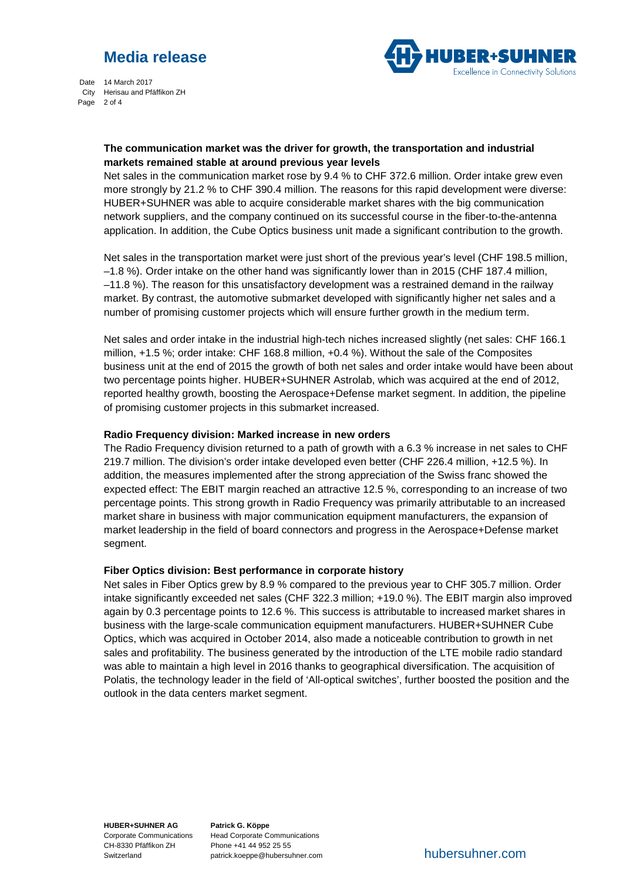**The communication market was the driver for growth, the transportation and industrial markets remained stable at around previous year levels**

Net sales in the communication market rose by 9.4 % to CHF 372.6 million. Order intake grew even more strongly by 21.2 % to CHF 390.4 million. The reasons for this rapid development were diverse: HUBER+SUHNER was able to acquire considerable market shares with the big communication network suppliers, and the company continued on its successful course in the fiber-to-the-antenna application. In addition, the Cube Optics business unit made a significant contribution to the growth.

Net sales in the transportation market were just short of the previous year's level (CHF 198.5 million, –1.8 %). Order intake on the other hand was significantly lower than in 2015 (CHF 187.4 million, –11.8 %). The reason for this unsatisfactory development was a restrained demand in the railway market. By contrast, the automotive submarket developed with significantly higher net sales and a number of promising customer projects which will ensure further growth in the medium term.

Net sales and order intake in the industrial high-tech niches increased slightly (net sales: CHF 166.1 million, +1.5 %; order intake: CHF 168.8 million, +0.4 %). Without the sale of the Composites business unit at the end of 2015 the growth of both net sales and order intake would have been about two percentage points higher. HUBER+SUHNER Astrolab, which was acquired at the end of 2012, reported healthy growth, boosting the Aerospace+Defense market segment. In addition, the pipeline of promising customer projects in this submarket increased.

**Radio Frequency division: Marked increase in new orders**

The Radio Frequency division returned to a path of growth with a 6.3 % increase in net sales to CHF 219.7 million. The division's order intake developed even better (CHF 226.4 million, +12.5 %). In addition, the measures implemented after the strong appreciation of the Swiss franc showed the expected effect: The EBIT margin reached an attractive 12.5 %, corresponding to an increase of two percentage points. This strong growth in Radio Frequency was primarily attributable to an increased market share in business with major communication equipment manufacturers, the expansion of market leadership in the field of board connectors and progress in the Aerospace+Defense market segment.

**Fiber Optics division: Best performance in corporate history**

Net sales in Fiber Optics grew by 8.9 % compared to the previous year to CHF 305.7 million. Order intake significantly exceeded net sales (CHF 322.3 million; +19.0 %). The EBIT margin also improved again by 0.3 percentage points to 12.6 %. This success is attributable to increased market shares in business with the large-scale communication equipment manufacturers. HUBER+SUHNER Cube Optics, which was acquired in October 2014, also made a noticeable contribution to growth in net sales and profitability. The business generated by the introduction of the LTE mobile radio standard was able to maintain a high level in 2016 thanks to geographical diversification. The acquisition of Polatis, the technology leader in the field of 'All-optical switches', further boosted the position and the outlook in the data centers market segment.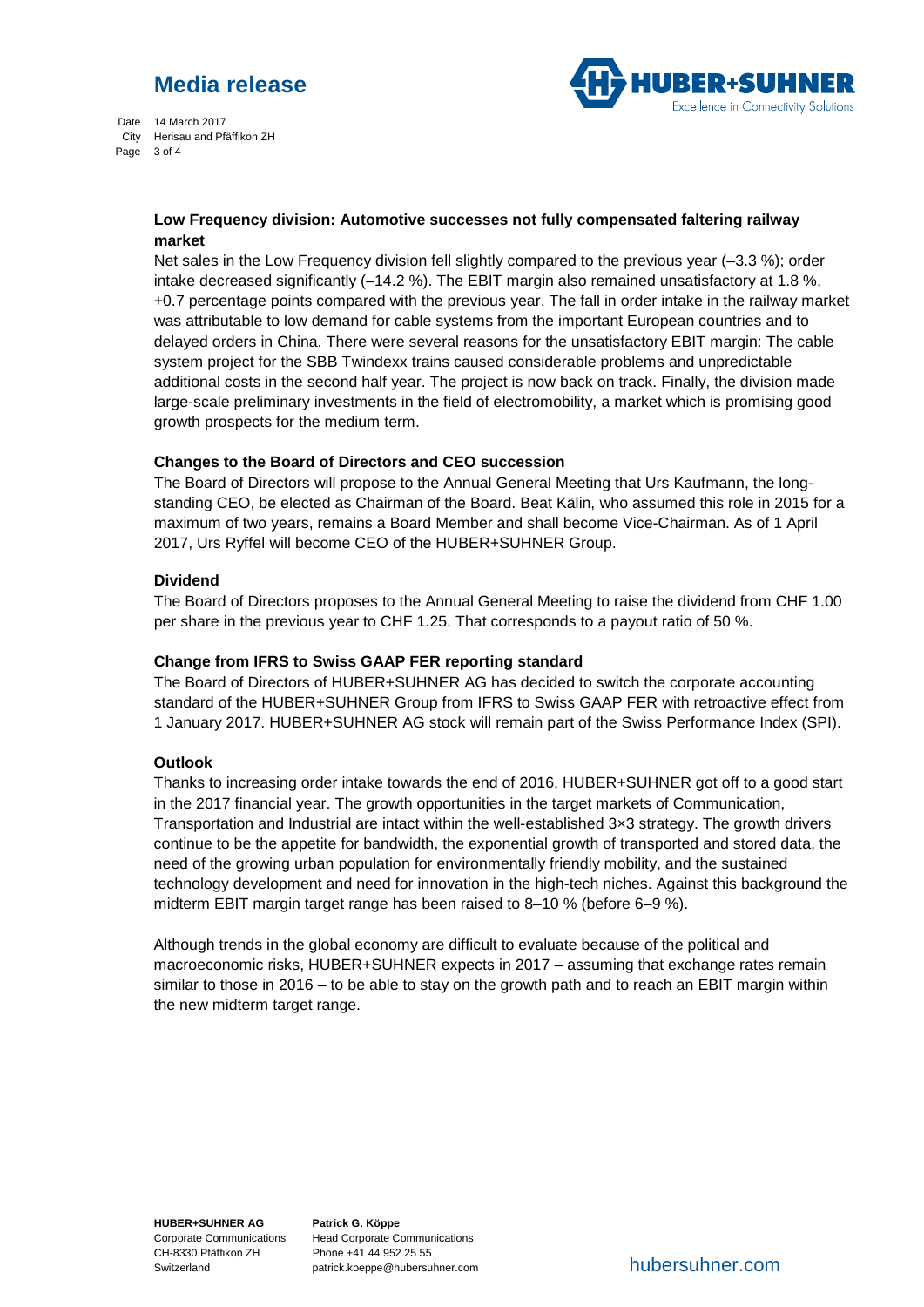### Low Frequency division: Automotive successes not fully compensated faltering railway market

Net sales in the Low Frequency division fell slightly compared to the previous year (–3.3 %); order intake decreased significantly (–14.2 %). The EBIT margin also remained unsatisfactory at 1.8 %, +0.7 percentage points compared with the previous year. The fall in order intake in the railway market was attributable to low demand for cable systems from the important European countries and to delayed orders in China. There were several reasons for the unsatisfactory EBIT margin: The cable system project for the SBB Twindexx trains caused considerable problems and unpredictable additional costs in the second half year. The project is now back on track. Finally, the division made large-scale preliminary investments in the field of electromobility, a market which is promising good growth prospects for the medium term.

### Changes to the Board of Directors and CEO succession

The Board of Directors will propose to the Annual General Meeting that Urs Kaufmann, the long-standing CEO, be elected as Chairman of the Board. Beat Kälin, who assumed this role in 2015 for a maximum of two years, remains a Board Member and shall become Vice-Chairman. As of 1 April 2017, Urs Ryffel will become CEO of the HUBER+SUHNER Group.

### Dividend

The Board of Directors proposes to the Annual General Meeting to raise the dividend from CHF 1.00 per share in the previous year to CHF 1.25. That corresponds to a payout ratio of 50 %.

### Change from IFRS to Swiss GAAP FER reporting standard

The Board of Directors of HUBER+SUHNER AG has decided to switch the corporate accounting standard of the HUBER+SUHNER Group from IFRS to Swiss GAAP FER with retroactive effect from 1 January 2017. HUBER+SUHNER AG stock will remain part of the Swiss Performance Index (SPI).

### Outlook

Thanks to increasing order intake towards the end of 2016, HUBER+SUHNER got off to a good start in the 2017 financial year. The growth opportunities in the target markets of Communication, Transportation and Industrial are intact within the well-established 3×3 strategy. The growth drivers continue to be the appetite for bandwidth, the exponential growth of transported and stored data, the need of the growing urban population for environmentally friendly mobility, and the sustained technology development and need for innovation in the high-tech niches. Against this background the midterm EBIT margin target range has been raised to 8–10 % (before 6–9 %).

Although trends in the global economy are difficult to evaluate because of the political and macroeconomic risks, HUBER+SUHNER expects in 2017 – assuming that exchange rates remain similar to those in 2016 – to be able to stay on the growth path and to reach an EBIT margin within the new midterm target range.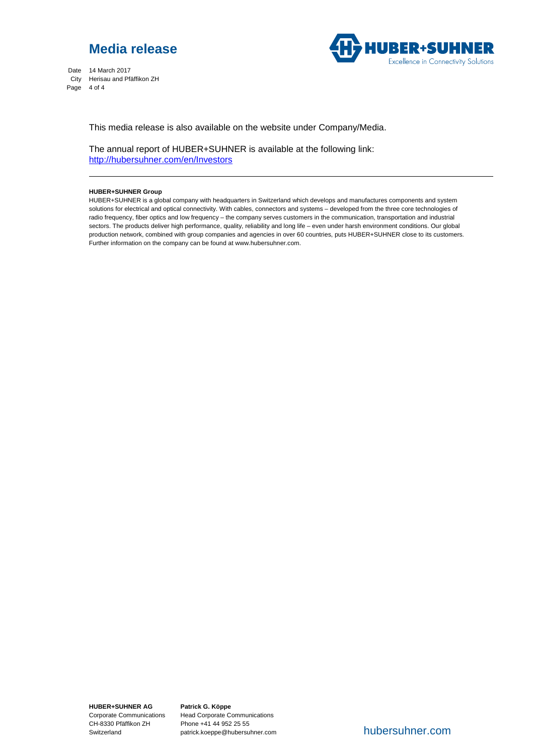This media release is also available on the website under Company/Media.

The annual report of HUBER+SUHNER is available at the following link:
http://hubersuhner.com/en/Investors

---

**HUBER+SUHNER Group**

HUBER+SUHNER is a global company with headquarters in Switzerland which develops and manufactures components and system solutions for electrical and optical connectivity. With cables, connectors and systems – developed from the three core technologies of radio frequency, fiber optics and low frequency – the company serves customers in the communication, transportation and industrial sectors. The products deliver high performance, quality, reliability and long life – even under harsh environment conditions. Our global production network, combined with group companies and agencies in over 60 countries, puts HUBER+SUHNER close to its customers. Further information on the company can be found at www.hubersuhner.com.

**HUBER+SUHNER AG**
Corporate Communications
CH-8330 Pfäffikon ZH
Switzerland

**Patrick G. Köppe**
Head Corporate Communications
Phone +41 44 952 25 55
patrick.koeppe@hubersuhner.com